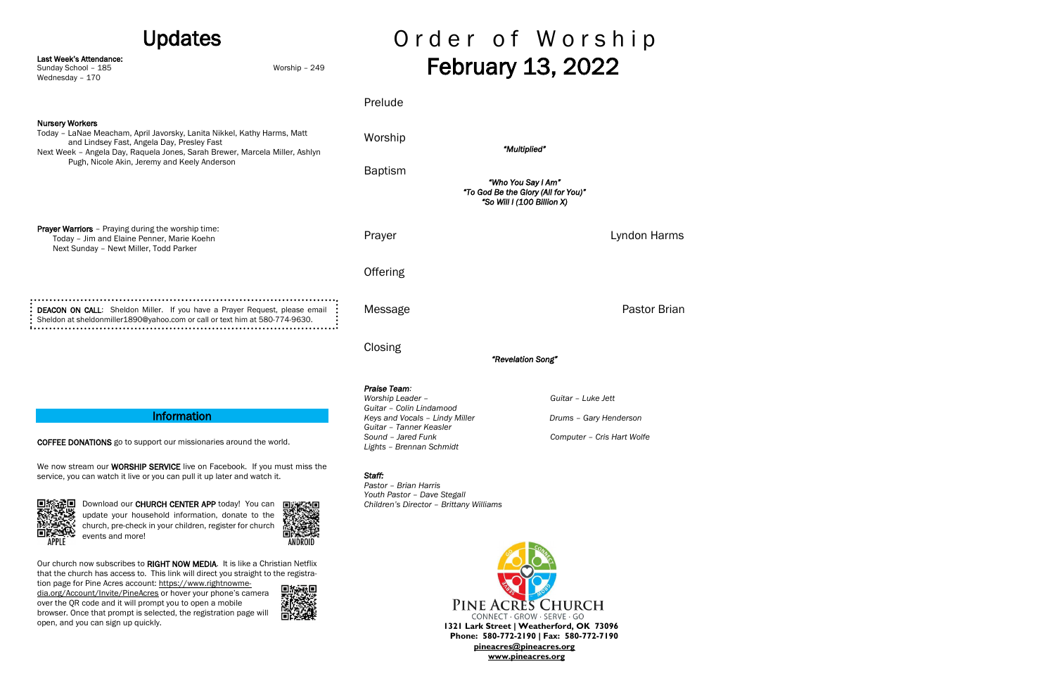# Updates

**Last Week's Attendance:**
Sunday School – 185
Wednesday – 170
Worship – 249

**Nursery Workers**
Today – LaNae Meacham, April Javorsky, Lanita Nikkel, Kathy Harms, Matt and Lindsey Fast, Angela Day, Presley Fast
Next Week – Angela Day, Raquela Jones, Sarah Brewer, Marcela Miller, Ashlyn Pugh, Nicole Akin, Jeremy and Keely Anderson

**Prayer Warriors** – Praying during the worship time:
Today – Jim and Elaine Penner, Marie Koehn
Next Sunday – Newt Miller, Todd Parker

**DEACON ON CALL**: Sheldon Miller. If you have a Prayer Request, please email Sheldon at sheldonmiller1890@yahoo.com or call or text him at 580-774-9630.

## Information

**COFFEE DONATIONS** go to support our missionaries around the world.

We now stream our **WORSHIP SERVICE** live on Facebook. If you must miss the service, you can watch it live or you can pull it up later and watch it.

Download our **CHURCH CENTER APP** today! You can update your household information, donate to the church, pre-check in your children, register for church events and more!

APPLE

ANDROID

Our church now subscribes to **RIGHT NOW MEDIA**. It is like a Christian Netflix that the church has access to. This link will direct you straight to the registration page for Pine Acres account: https://www.rightnowmedia.org/Account/Invite/PineAcres or hover your phone's camera over the QR code and it will prompt you to open a mobile browser. Once that prompt is selected, the registration page will open, and you can sign up quickly.

# Order of Worship
# February 13, 2022

Prelude

Worship

*"Multiplied"*

Baptism

*"Who You Say I Am"*
*"To God Be the Glory (All for You)"*
*"So Will I (100 Billion X)*

Prayer — Lyndon Harms

Offering

Message — Pastor Brian

Closing

*"Revelation Song"*

***Praise Team:***
*Worship Leader –*
*Guitar – Colin Lindamood*
*Keys and Vocals – Lindy Miller*
*Guitar – Tanner Keasler*
*Sound – Jared Funk*
*Lights – Brennan Schmidt*
*Guitar – Luke Jett*
*Drums – Gary Henderson*
*Computer – Cris Hart Wolfe*

***Staff:***
*Pastor – Brian Harris*
*Youth Pastor – Dave Stegall*
*Children's Director – Brittany Williams*

PINE ACRES CHURCH
CONNECT · GROW · SERVE · GO
**1321 Lark Street | Weatherford, OK 73096**
**Phone: 580-772-2190 | Fax: 580-772-7190**
**pineacres@pineacres.org**
**www.pineacres.org**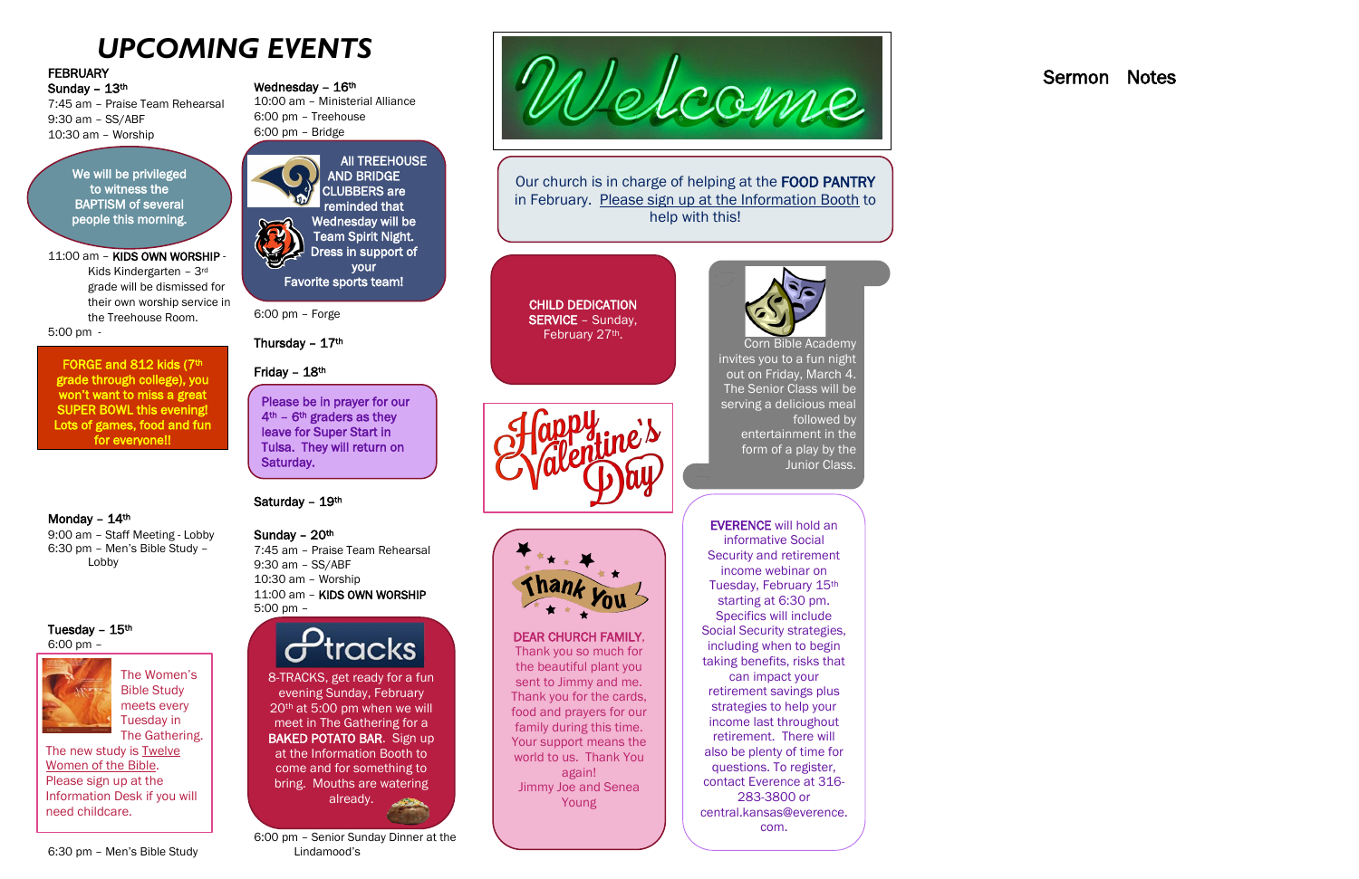# UPCOMING EVENTS

**FEBRUARY**

**Sunday – 13th**

7:45 am – Praise Team Rehearsal
9:30 am – SS/ABF
10:30 am – Worship

We will be privileged to witness the BAPTISM of several people this morning.

11:00 am – **KIDS OWN WORSHIP** - Kids Kindergarten – 3rd grade will be dismissed for their own worship service in the Treehouse Room.
5:00 pm -

FORGE and 812 kids (7th grade through college), you won't want to miss a great SUPER BOWL this evening! Lots of games, food and fun for everyone!!

**Monday – 14th**

9:00 am – Staff Meeting - Lobby
6:30 pm – Men's Bible Study – Lobby

**Tuesday – 15th**

6:00 pm –

The Women's Bible Study meets every Tuesday in The Gathering. The new study is Twelve Women of the Bible. Please sign up at the Information Desk if you will need childcare.

6:30 pm – Men's Bible Study

**Wednesday – 16th**

10:00 am – Ministerial Alliance
6:00 pm – Treehouse
6:00 pm – Bridge

All TREEHOUSE AND BRIDGE CLUBBERS are reminded that Wednesday will be Team Spirit Night. Dress in support of your Favorite sports team!

6:00 pm – Forge

**Thursday – 17th**

**Friday – 18th**

Please be in prayer for our 4th – 6th graders as they leave for Super Start in Tulsa. They will return on Saturday.

**Saturday – 19th**

**Sunday – 20th**

7:45 am – Praise Team Rehearsal
9:30 am – SS/ABF
10:30 am – Worship
11:00 am – **KIDS OWN WORSHIP**
5:00 pm –

8tracks

8-TRACKS, get ready for a fun evening Sunday, February 20th at 5:00 pm when we will meet in The Gathering for a **BAKED POTATO BAR**. Sign up at the Information Booth to come and for something to bring. Mouths are watering already.

6:00 pm – Senior Sunday Dinner at the Lindamood's

Welcome

Our church is in charge of helping at the **FOOD PANTRY** in February. Please sign up at the Information Booth to help with this!

**CHILD DEDICATION SERVICE** – Sunday, February 27th.

Corn Bible Academy invites you to a fun night out on Friday, March 4. The Senior Class will be serving a delicious meal followed by entertainment in the form of a play by the Junior Class.

Happy Valentine's Day

Thank You

DEAR CHURCH FAMILY, Thank you so much for the beautiful plant you sent to Jimmy and me. Thank you for the cards, food and prayers for our family during this time. Your support means the world to us. Thank You again!
Jimmy Joe and Senea Young

**EVERENCE** will hold an informative Social Security and retirement income webinar on Tuesday, February 15th starting at 6:30 pm. Specifics will include Social Security strategies, including when to begin taking benefits, risks that can impact your retirement savings plus strategies to help your income last throughout retirement. There will also be plenty of time for questions. To register, contact Everence at 316-283-3800 or central.kansas@everence.com.

## Sermon Notes